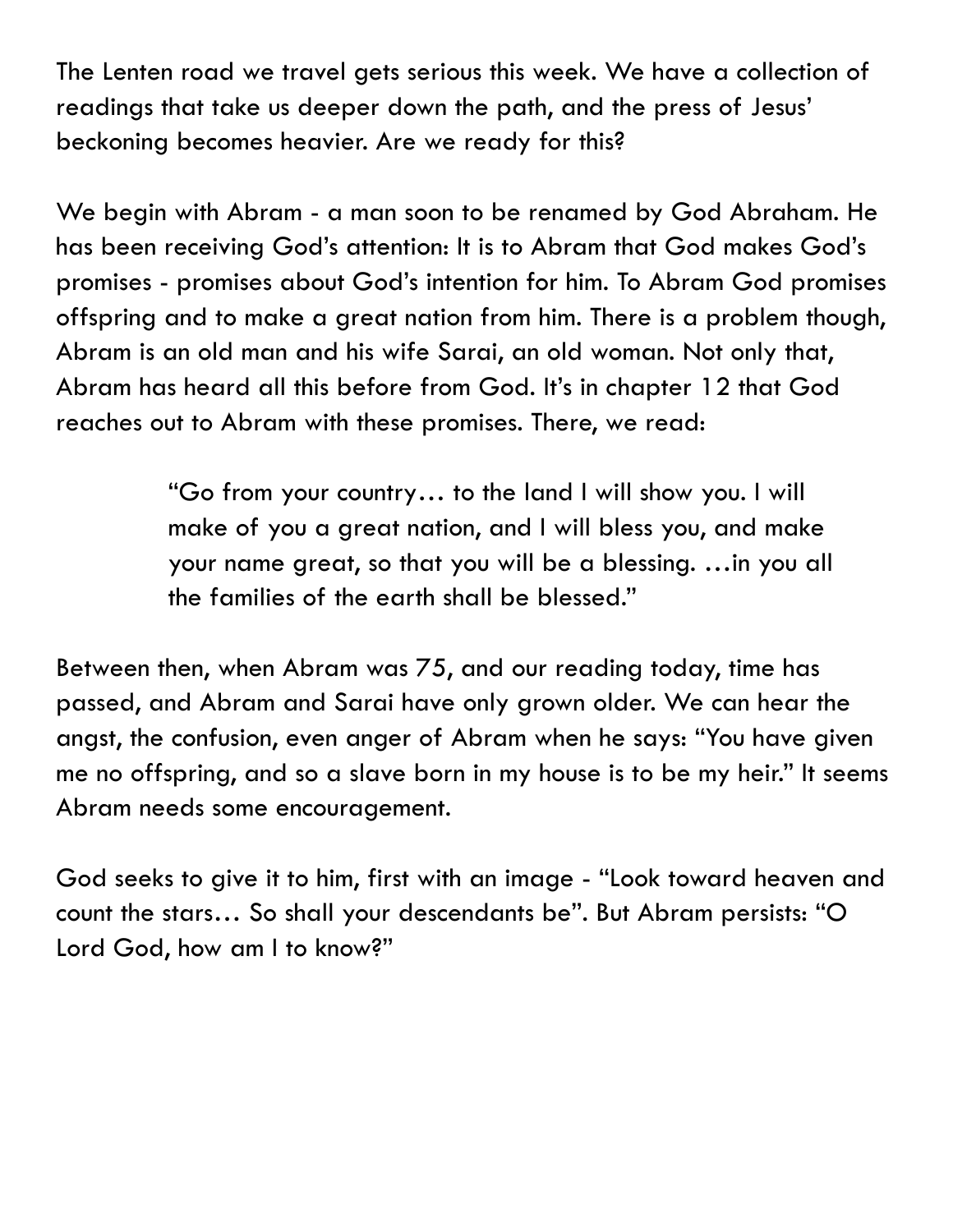The Lenten road we travel gets serious this week. We have a collection of readings that take us deeper down the path, and the press of Jesus' beckoning becomes heavier. Are we ready for this?

We begin with Abram - a man soon to be renamed by God Abraham. He has been receiving God's attention: It is to Abram that God makes God's promises - promises about God's intention for him. To Abram God promises offspring and to make a great nation from him. There is a problem though, Abram is an old man and his wife Sarai, an old woman. Not only that, Abram has heard all this before from God. It's in chapter 12 that God reaches out to Abram with these promises. There, we read:

> "Go from your country… to the land I will show you. I will make of you a great nation, and I will bless you, and make your name great, so that you will be a blessing. …in you all the families of the earth shall be blessed."

Between then, when Abram was 75, and our reading today, time has passed, and Abram and Sarai have only grown older. We can hear the angst, the confusion, even anger of Abram when he says: "You have given me no offspring, and so a slave born in my house is to be my heir." It seems Abram needs some encouragement.

God seeks to give it to him, first with an image - "Look toward heaven and count the stars… So shall your descendants be". But Abram persists: "O Lord God, how am I to know?"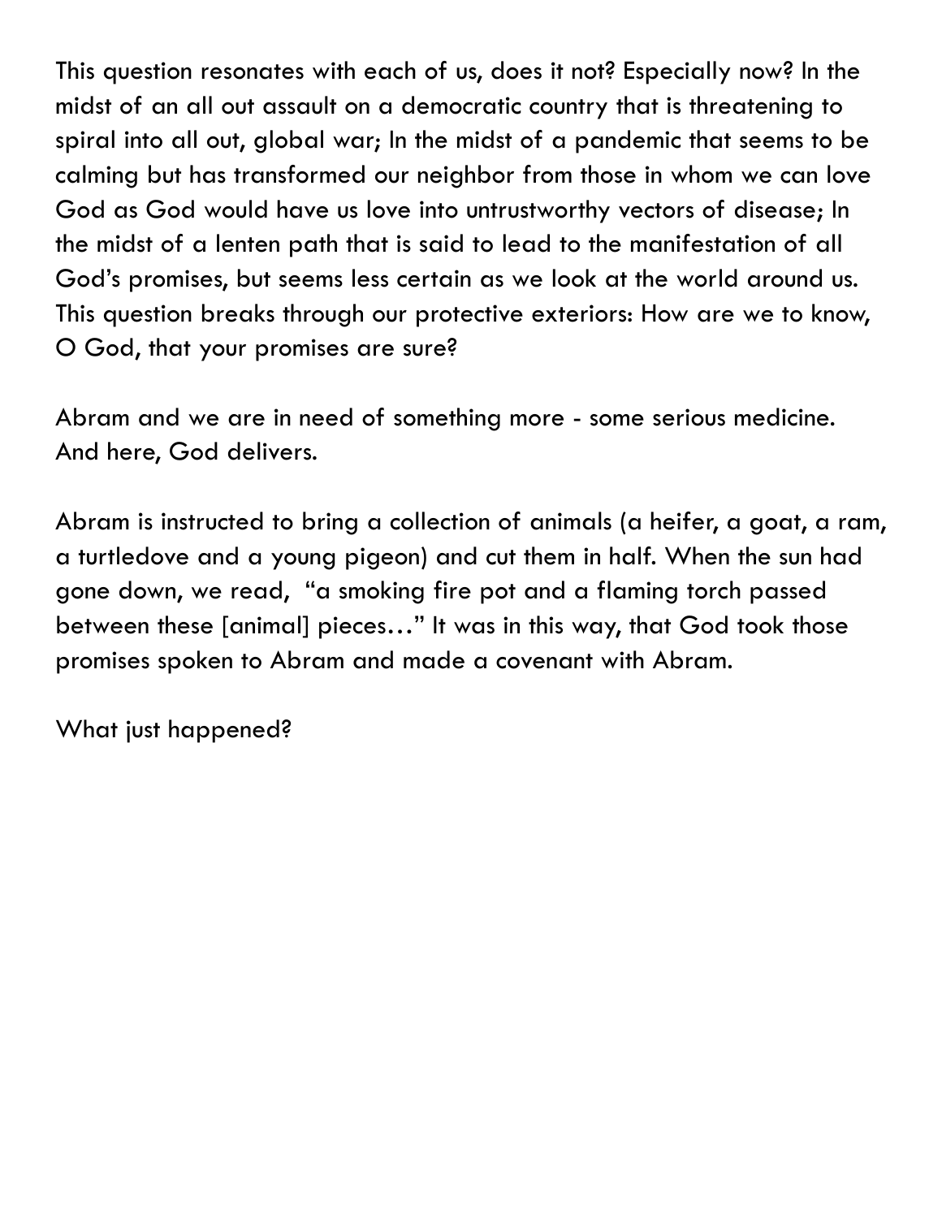This question resonates with each of us, does it not? Especially now? In the midst of an all out assault on a democratic country that is threatening to spiral into all out, global war; In the midst of a pandemic that seems to be calming but has transformed our neighbor from those in whom we can love God as God would have us love into untrustworthy vectors of disease; In the midst of a lenten path that is said to lead to the manifestation of all God's promises, but seems less certain as we look at the world around us. This question breaks through our protective exteriors: How are we to know, O God, that your promises are sure?

Abram and we are in need of something more - some serious medicine. And here, God delivers.

Abram is instructed to bring a collection of animals (a heifer, a goat, a ram, a turtledove and a young pigeon) and cut them in half. When the sun had gone down, we read, "a smoking fire pot and a flaming torch passed between these [animal] pieces…" It was in this way, that God took those promises spoken to Abram and made a covenant with Abram.

What just happened?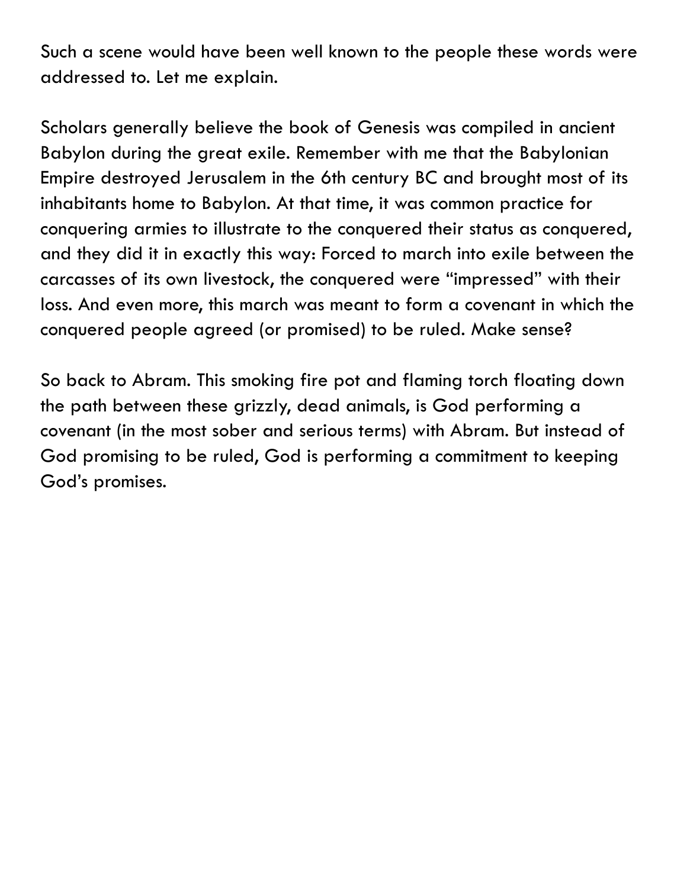Such a scene would have been well known to the people these words were addressed to. Let me explain.

Scholars generally believe the book of Genesis was compiled in ancient Babylon during the great exile. Remember with me that the Babylonian Empire destroyed Jerusalem in the 6th century BC and brought most of its inhabitants home to Babylon. At that time, it was common practice for conquering armies to illustrate to the conquered their status as conquered, and they did it in exactly this way: Forced to march into exile between the carcasses of its own livestock, the conquered were "impressed" with their loss. And even more, this march was meant to form a covenant in which the conquered people agreed (or promised) to be ruled. Make sense?

So back to Abram. This smoking fire pot and flaming torch floating down the path between these grizzly, dead animals, is God performing a covenant (in the most sober and serious terms) with Abram. But instead of God promising to be ruled, God is performing a commitment to keeping God's promises.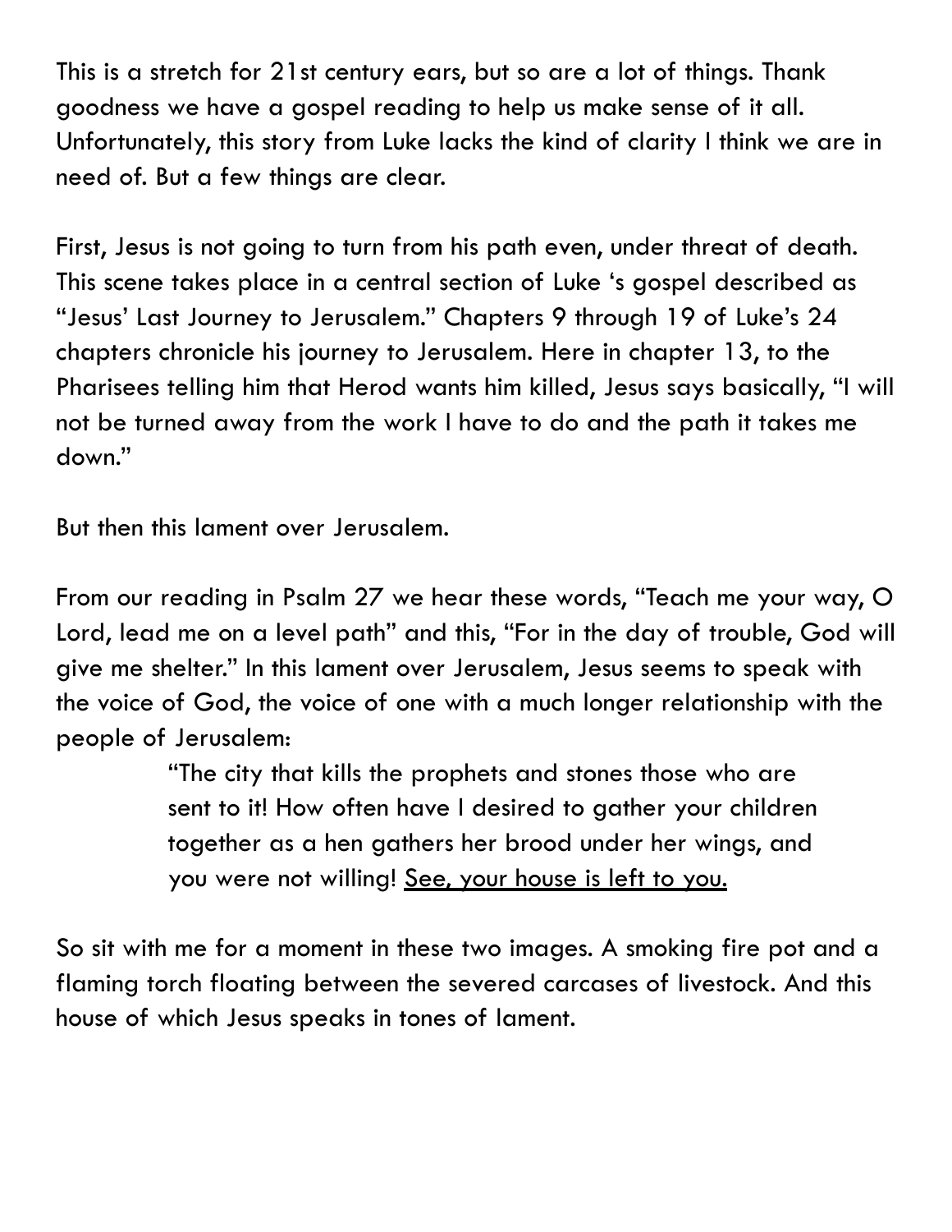This is a stretch for 21st century ears, but so are a lot of things. Thank goodness we have a gospel reading to help us make sense of it all. Unfortunately, this story from Luke lacks the kind of clarity I think we are in need of. But a few things are clear.

First, Jesus is not going to turn from his path even, under threat of death. This scene takes place in a central section of Luke 's gospel described as "Jesus' Last Journey to Jerusalem." Chapters 9 through 19 of Luke's 24 chapters chronicle his journey to Jerusalem. Here in chapter 13, to the Pharisees telling him that Herod wants him killed, Jesus says basically, "I will not be turned away from the work I have to do and the path it takes me down."

But then this lament over Jerusalem.

From our reading in Psalm 27 we hear these words, "Teach me your way, O Lord, lead me on a level path" and this, "For in the day of trouble, God will give me shelter." In this lament over Jerusalem, Jesus seems to speak with the voice of God, the voice of one with a much longer relationship with the people of Jerusalem:

> "The city that kills the prophets and stones those who are sent to it! How often have I desired to gather your children together as a hen gathers her brood under her wings, and you were not willing! <u>See, your house is left to you.</u>

So sit with me for a moment in these two images. A smoking fire pot and a flaming torch floating between the severed carcases of livestock. And this house of which Jesus speaks in tones of lament.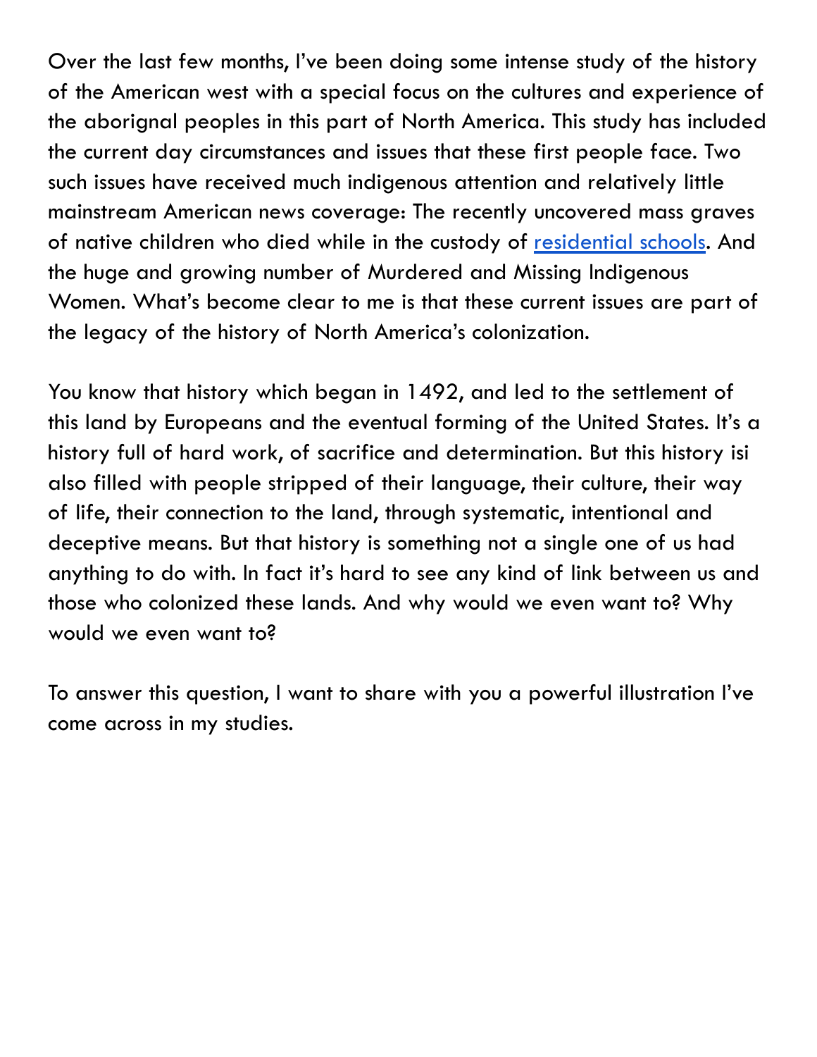Over the last few months, I've been doing some intense study of the history of the American west with a special focus on the cultures and experience of the aborignal peoples in this part of North America. This study has included the current day circumstances and issues that these first people face. Two such issues have received much indigenous attention and relatively little mainstream American news coverage: The recently uncovered mass graves of native children who died while in the custody of residential schools. And the huge and growing number of Murdered and Missing Indigenous Women. What's become clear to me is that these current issues are part of the legacy of the history of North America's colonization.

You know that history which began in 1492, and led to the settlement of this land by Europeans and the eventual forming of the United States. It's a history full of hard work, of sacrifice and determination. But this history isi also filled with people stripped of their language, their culture, their way of life, their connection to the land, through systematic, intentional and deceptive means. But that history is something not a single one of us had anything to do with. In fact it's hard to see any kind of link between us and those who colonized these lands. And why would we even want to? Why would we even want to?

To answer this question, I want to share with you a powerful illustration I've come across in my studies.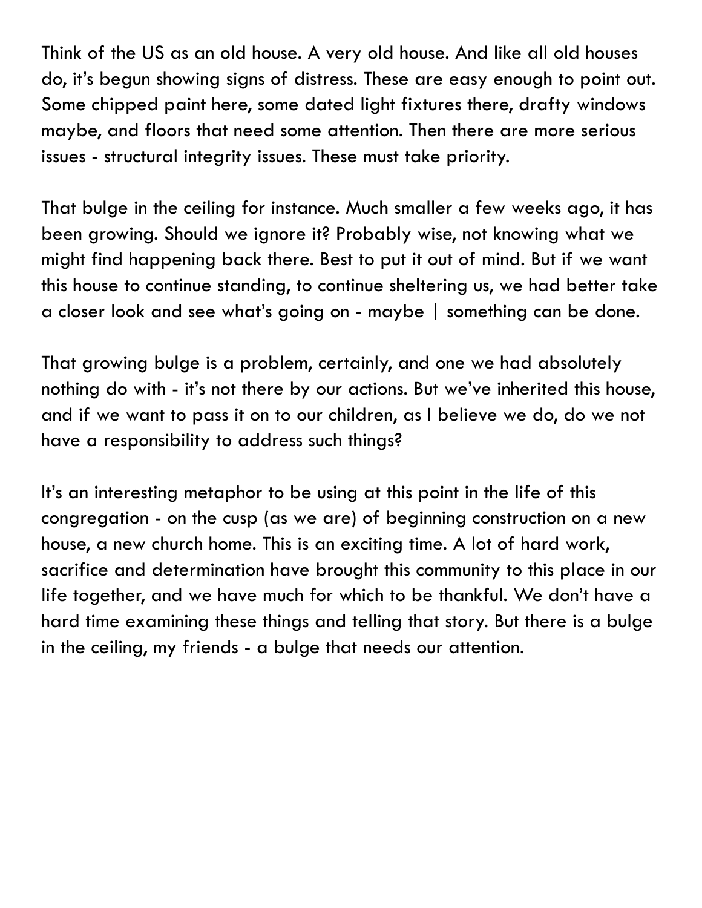Think of the US as an old house. A very old house. And like all old houses do, it's begun showing signs of distress. These are easy enough to point out. Some chipped paint here, some dated light fixtures there, drafty windows maybe, and floors that need some attention. Then there are more serious issues - structural integrity issues. These must take priority.

That bulge in the ceiling for instance. Much smaller a few weeks ago, it has been growing. Should we ignore it? Probably wise, not knowing what we might find happening back there. Best to put it out of mind. But if we want this house to continue standing, to continue sheltering us, we had better take a closer look and see what's going on - maybe | something can be done.

That growing bulge is a problem, certainly, and one we had absolutely nothing do with - it's not there by our actions. But we've inherited this house, and if we want to pass it on to our children, as I believe we do, do we not have a responsibility to address such things?

It's an interesting metaphor to be using at this point in the life of this congregation - on the cusp (as we are) of beginning construction on a new house, a new church home. This is an exciting time. A lot of hard work, sacrifice and determination have brought this community to this place in our life together, and we have much for which to be thankful. We don't have a hard time examining these things and telling that story. But there is a bulge in the ceiling, my friends - a bulge that needs our attention.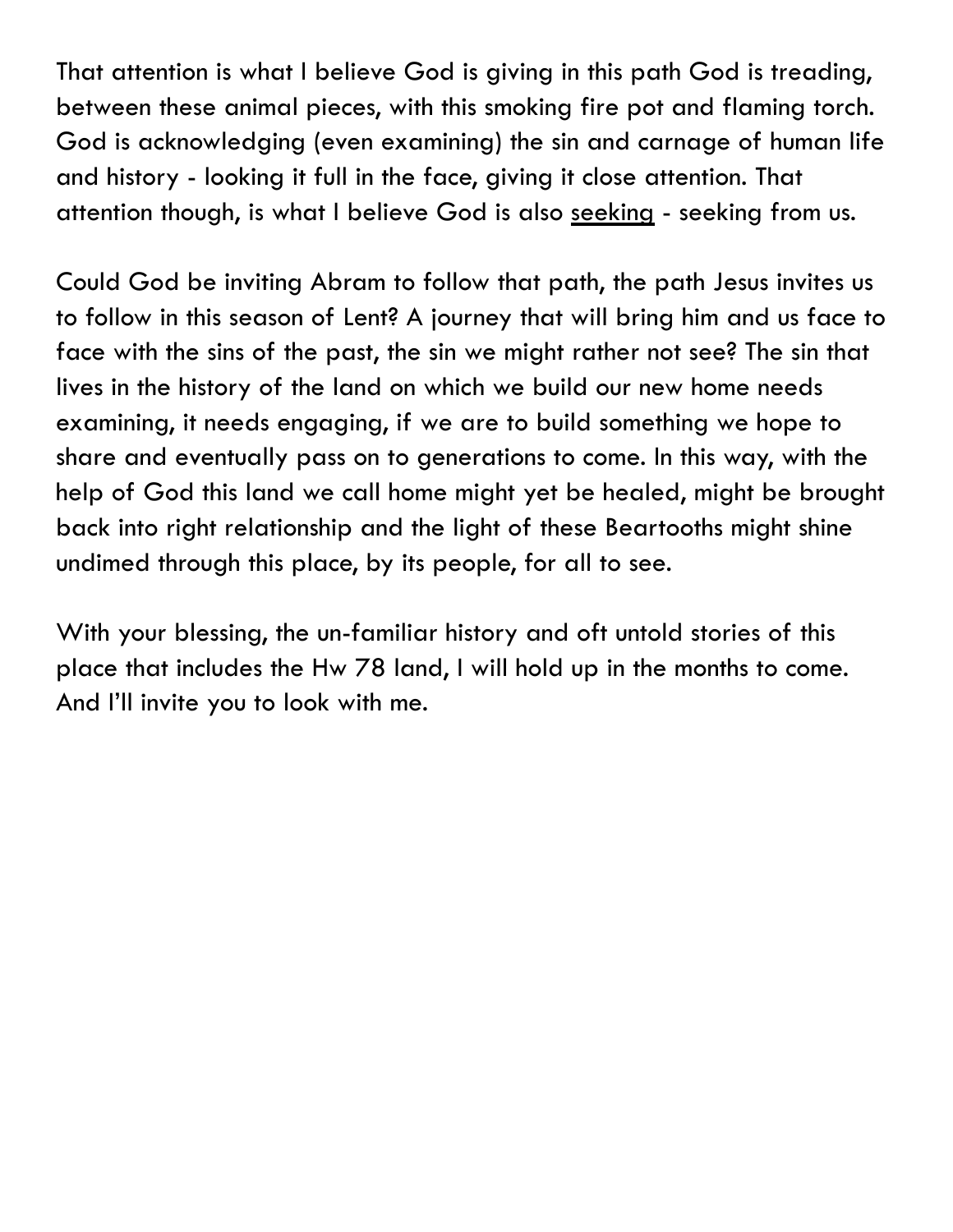That attention is what I believe God is giving in this path God is treading, between these animal pieces, with this smoking fire pot and flaming torch. God is acknowledging (even examining) the sin and carnage of human life and history - looking it full in the face, giving it close attention. That attention though, is what I believe God is also <u>seeking</u> - seeking from us.

Could God be inviting Abram to follow that path, the path Jesus invites us to follow in this season of Lent? A journey that will bring him and us face to face with the sins of the past, the sin we might rather not see? The sin that lives in the history of the land on which we build our new home needs examining, it needs engaging, if we are to build something we hope to share and eventually pass on to generations to come. In this way, with the help of God this land we call home might yet be healed, might be brought back into right relationship and the light of these Beartooths might shine undimed through this place, by its people, for all to see.

With your blessing, the un-familiar history and oft untold stories of this place that includes the Hw 78 land, I will hold up in the months to come. And I'll invite you to look with me.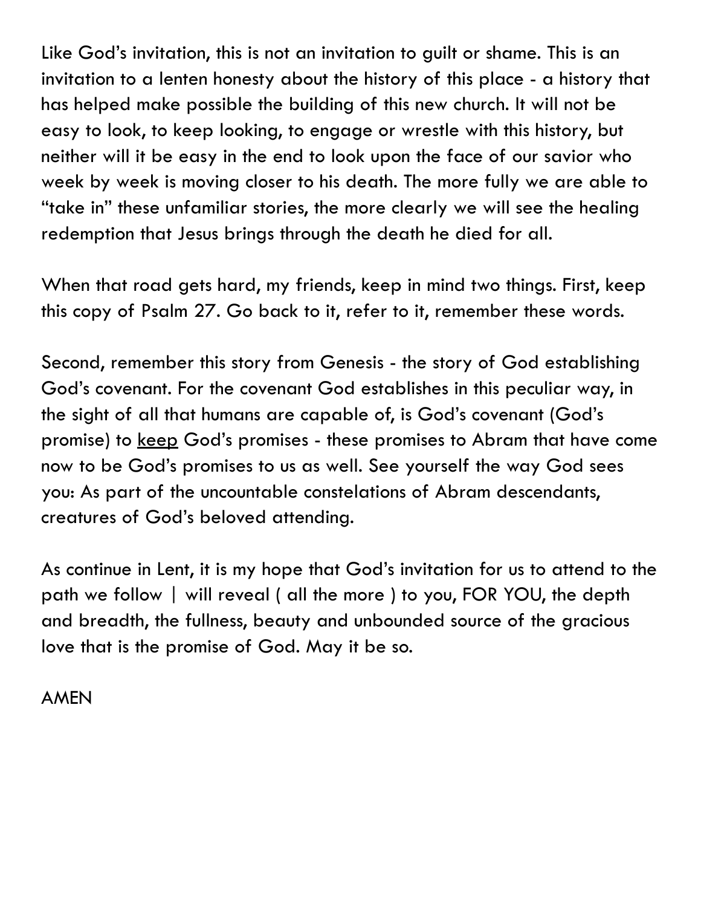Like God's invitation, this is not an invitation to guilt or shame. This is an invitation to a lenten honesty about the history of this place - a history that has helped make possible the building of this new church. It will not be easy to look, to keep looking, to engage or wrestle with this history, but neither will it be easy in the end to look upon the face of our savior who week by week is moving closer to his death. The more fully we are able to "take in" these unfamiliar stories, the more clearly we will see the healing redemption that Jesus brings through the death he died for all.

When that road gets hard, my friends, keep in mind two things. First, keep this copy of Psalm 27. Go back to it, refer to it, remember these words.

Second, remember this story from Genesis - the story of God establishing God's covenant. For the covenant God establishes in this peculiar way, in the sight of all that humans are capable of, is God's covenant (God's promise) to <u>keep</u> God's promises - these promises to Abram that have come now to be God's promises to us as well. See yourself the way God sees you: As part of the uncountable constelations of Abram descendants, creatures of God's beloved attending.

As continue in Lent, it is my hope that God's invitation for us to attend to the path we follow | will reveal ( all the more ) to you, FOR YOU, the depth and breadth, the fullness, beauty and unbounded source of the gracious love that is the promise of God. May it be so.

AMEN